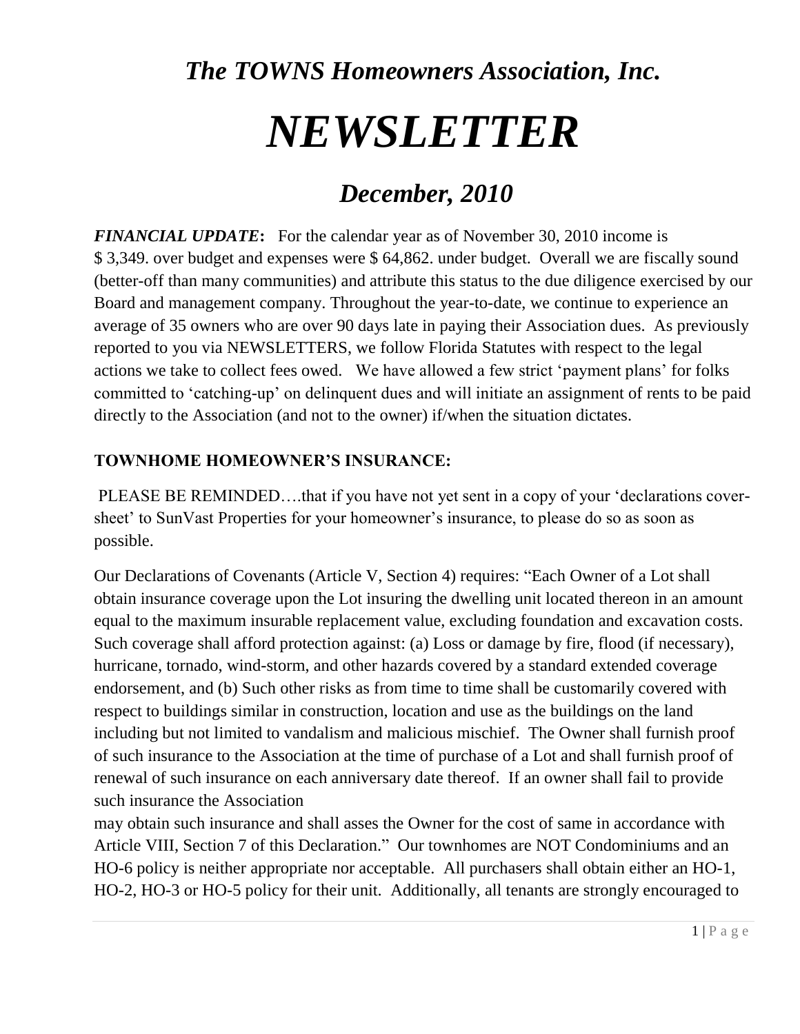# *The TOWNS Homeowners Association, Inc.*

# *NEWSLETTER*

## *December, 2010*

***FINANCIAL UPDATE*:** For the calendar year as of November 30, 2010 income is $ 3,349. over budget and expenses were $ 64,862. under budget. Overall we are fiscally sound (better-off than many communities) and attribute this status to the due diligence exercised by our Board and management company. Throughout the year-to-date, we continue to experience an average of 35 owners who are over 90 days late in paying their Association dues. As previously reported to you via NEWSLETTERS, we follow Florida Statutes with respect to the legal actions we take to collect fees owed. We have allowed a few strict 'payment plans' for folks committed to 'catching-up' on delinquent dues and will initiate an assignment of rents to be paid directly to the Association (and not to the owner) if/when the situation dictates.

**TOWNHOME HOMEOWNER'S INSURANCE:**

PLEASE BE REMINDED….that if you have not yet sent in a copy of your 'declarations cover-sheet' to SunVast Properties for your homeowner's insurance, to please do so as soon as possible.

Our Declarations of Covenants (Article V, Section 4) requires: "Each Owner of a Lot shall obtain insurance coverage upon the Lot insuring the dwelling unit located thereon in an amount equal to the maximum insurable replacement value, excluding foundation and excavation costs. Such coverage shall afford protection against: (a) Loss or damage by fire, flood (if necessary), hurricane, tornado, wind-storm, and other hazards covered by a standard extended coverage endorsement, and (b) Such other risks as from time to time shall be customarily covered with respect to buildings similar in construction, location and use as the buildings on the land including but not limited to vandalism and malicious mischief. The Owner shall furnish proof of such insurance to the Association at the time of purchase of a Lot and shall furnish proof of renewal of such insurance on each anniversary date thereof. If an owner shall fail to provide such insurance the Association may obtain such insurance and shall asses the Owner for the cost of same in accordance with Article VIII, Section 7 of this Declaration." Our townhomes are NOT Condominiums and an HO-6 policy is neither appropriate nor acceptable. All purchasers shall obtain either an HO-1, HO-2, HO-3 or HO-5 policy for their unit. Additionally, all tenants are strongly encouraged to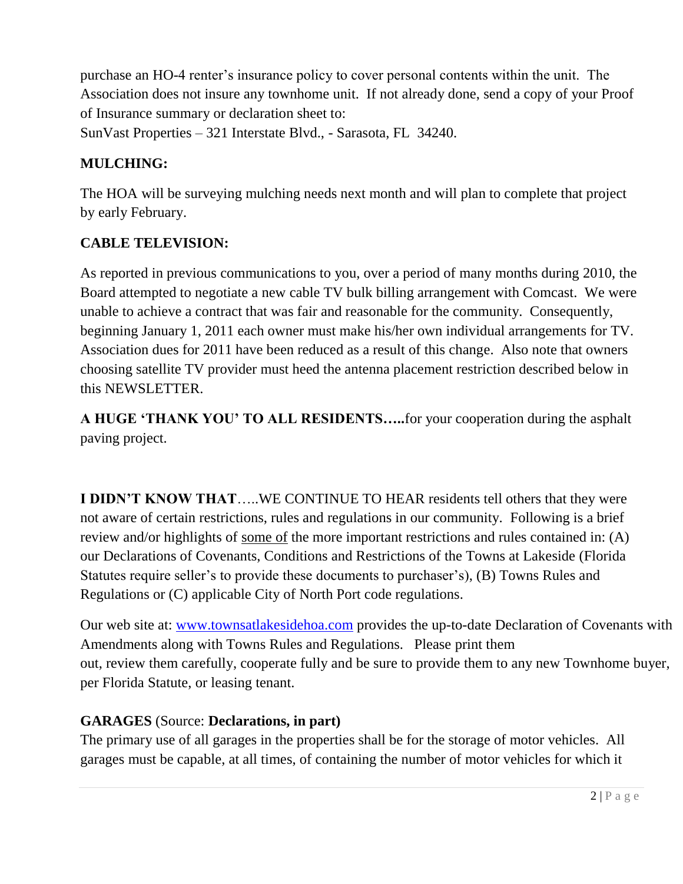purchase an HO-4 renter's insurance policy to cover personal contents within the unit. The Association does not insure any townhome unit. If not already done, send a copy of your Proof of Insurance summary or declaration sheet to:
SunVast Properties – 321 Interstate Blvd., - Sarasota, FL 34240.

**MULCHING:**

The HOA will be surveying mulching needs next month and will plan to complete that project by early February.

**CABLE TELEVISION:**

As reported in previous communications to you, over a period of many months during 2010, the Board attempted to negotiate a new cable TV bulk billing arrangement with Comcast. We were unable to achieve a contract that was fair and reasonable for the community. Consequently, beginning January 1, 2011 each owner must make his/her own individual arrangements for TV. Association dues for 2011 have been reduced as a result of this change. Also note that owners choosing satellite TV provider must heed the antenna placement restriction described below in this NEWSLETTER.

**A HUGE 'THANK YOU' TO ALL RESIDENTS…..**for your cooperation during the asphalt paving project.

**I DIDN'T KNOW THAT**…..WE CONTINUE TO HEAR residents tell others that they were not aware of certain restrictions, rules and regulations in our community. Following is a brief review and/or highlights of <u>some of</u> the more important restrictions and rules contained in: (A) our Declarations of Covenants, Conditions and Restrictions of the Towns at Lakeside (Florida Statutes require seller's to provide these documents to purchaser's), (B) Towns Rules and Regulations or (C) applicable City of North Port code regulations.

Our web site at: [www.townsatlakesidehoa.com](http://www.townsatlakesidehoa.com) provides the up-to-date Declaration of Covenants with Amendments along with Towns Rules and Regulations. Please print them out, review them carefully, cooperate fully and be sure to provide them to any new Townhome buyer, per Florida Statute, or leasing tenant.

**GARAGES** (Source: **Declarations, in part)**
The primary use of all garages in the properties shall be for the storage of motor vehicles. All garages must be capable, at all times, of containing the number of motor vehicles for which it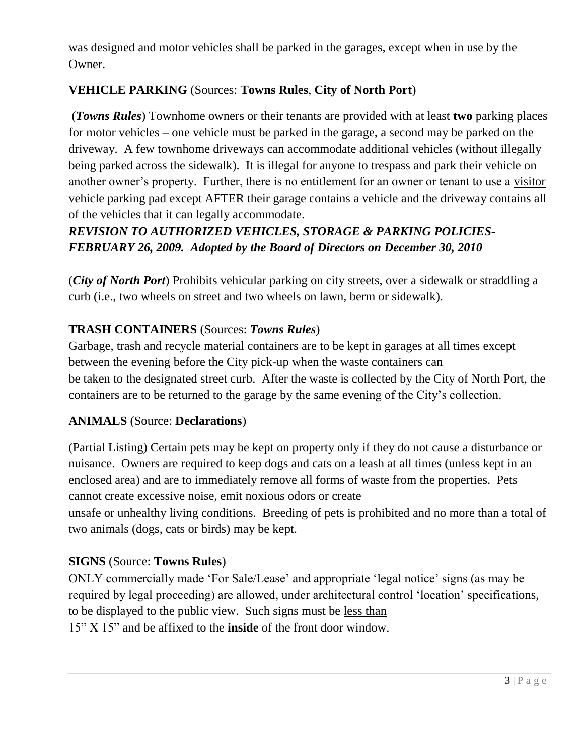was designed and motor vehicles shall be parked in the garages, except when in use by the Owner.

## VEHICLE PARKING (Sources: **Towns Rules**, **City of North Port**)

(***Towns Rules***) Townhome owners or their tenants are provided with at least **two** parking places for motor vehicles – one vehicle must be parked in the garage, a second may be parked on the driveway. A few townhome driveways can accommodate additional vehicles (without illegally being parked across the sidewalk). It is illegal for anyone to trespass and park their vehicle on another owner's property. Further, there is no entitlement for an owner or tenant to use a visitor vehicle parking pad except AFTER their garage contains a vehicle and the driveway contains all of the vehicles that it can legally accommodate.

***REVISION TO AUTHORIZED VEHICLES, STORAGE & PARKING POLICIES- FEBRUARY 26, 2009. Adopted by the Board of Directors on December 30, 2010***

(***City of North Port***) Prohibits vehicular parking on city streets, over a sidewalk or straddling a curb (i.e., two wheels on street and two wheels on lawn, berm or sidewalk).

## TRASH CONTAINERS (Sources: *Towns Rules*)

Garbage, trash and recycle material containers are to be kept in garages at all times except between the evening before the City pick-up when the waste containers can be taken to the designated street curb. After the waste is collected by the City of North Port, the containers are to be returned to the garage by the same evening of the City's collection.

## ANIMALS (Source: **Declarations**)

(Partial Listing) Certain pets may be kept on property only if they do not cause a disturbance or nuisance. Owners are required to keep dogs and cats on a leash at all times (unless kept in an enclosed area) and are to immediately remove all forms of waste from the properties. Pets cannot create excessive noise, emit noxious odors or create unsafe or unhealthy living conditions. Breeding of pets is prohibited and no more than a total of two animals (dogs, cats or birds) may be kept.

## SIGNS (Source: **Towns Rules**)

ONLY commercially made 'For Sale/Lease' and appropriate 'legal notice' signs (as may be required by legal proceeding) are allowed, under architectural control 'location' specifications, to be displayed to the public view. Such signs must be less than 15" X 15" and be affixed to the **inside** of the front door window.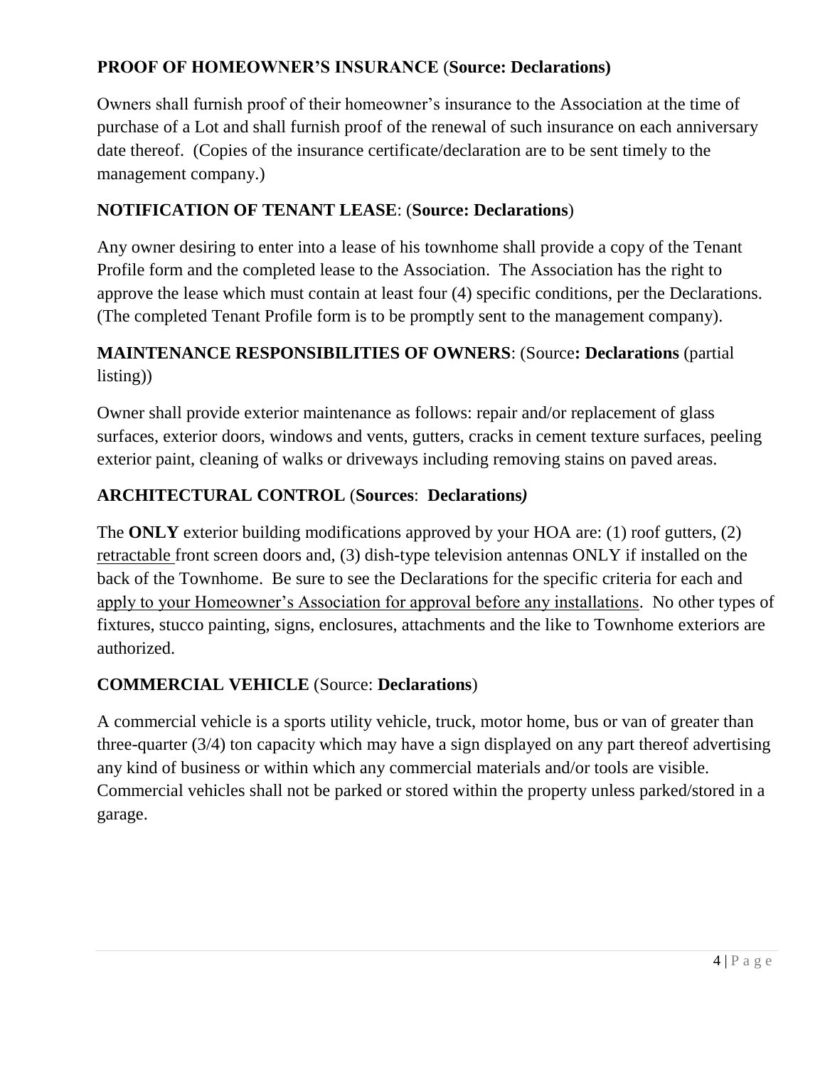### **PROOF OF HOMEOWNER'S INSURANCE** (**Source: Declarations)**

Owners shall furnish proof of their homeowner's insurance to the Association at the time of purchase of a Lot and shall furnish proof of the renewal of such insurance on each anniversary date thereof. (Copies of the insurance certificate/declaration are to be sent timely to the management company.)

### **NOTIFICATION OF TENANT LEASE**: (**Source: Declarations**)

Any owner desiring to enter into a lease of his townhome shall provide a copy of the Tenant Profile form and the completed lease to the Association. The Association has the right to approve the lease which must contain at least four (4) specific conditions, per the Declarations. (The completed Tenant Profile form is to be promptly sent to the management company).

### **MAINTENANCE RESPONSIBILITIES OF OWNERS**: (Source**: Declarations** (partial listing))

Owner shall provide exterior maintenance as follows: repair and/or replacement of glass surfaces, exterior doors, windows and vents, gutters, cracks in cement texture surfaces, peeling exterior paint, cleaning of walks or driveways including removing stains on paved areas.

### **ARCHITECTURAL CONTROL** (**Sources**: **Declarations*)***

The **ONLY** exterior building modifications approved by your HOA are: (1) roof gutters, (2) retractable front screen doors and, (3) dish-type television antennas ONLY if installed on the back of the Townhome. Be sure to see the Declarations for the specific criteria for each and apply to your Homeowner's Association for approval before any installations. No other types of fixtures, stucco painting, signs, enclosures, attachments and the like to Townhome exteriors are authorized.

### **COMMERCIAL VEHICLE** (Source: **Declarations**)

A commercial vehicle is a sports utility vehicle, truck, motor home, bus or van of greater than three-quarter (3/4) ton capacity which may have a sign displayed on any part thereof advertising any kind of business or within which any commercial materials and/or tools are visible. Commercial vehicles shall not be parked or stored within the property unless parked/stored in a garage.